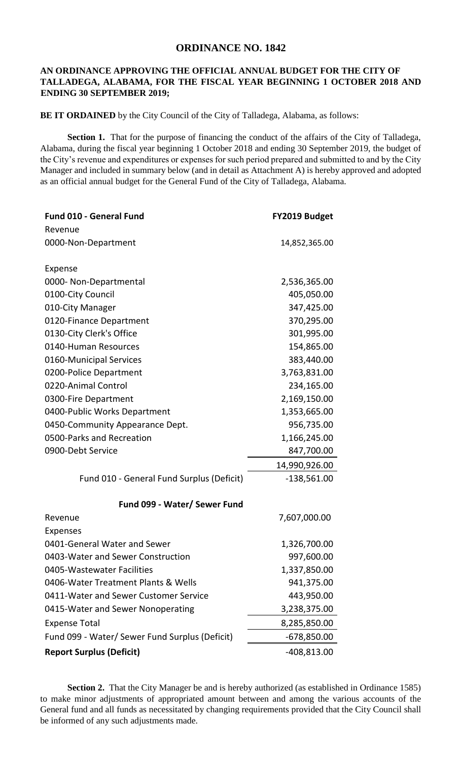# ORDINANCE NO. 1842

**AN ORDINANCE APPROVING THE OFFICIAL ANNUAL BUDGET FOR THE CITY OF TALLADEGA, ALABAMA, FOR THE FISCAL YEAR BEGINNING 1 OCTOBER 2018 AND ENDING 30 SEPTEMBER 2019;**

**BE IT ORDAINED** by the City Council of the City of Talladega, Alabama, as follows:

**Section 1.** That for the purpose of financing the conduct of the affairs of the City of Talladega, Alabama, during the fiscal year beginning 1 October 2018 and ending 30 September 2019, the budget of the City's revenue and expenditures or expenses for such period prepared and submitted to and by the City Manager and included in summary below (and in detail as Attachment A) is hereby approved and adopted as an official annual budget for the General Fund of the City of Talladega, Alabama.

| **Fund 010 - General Fund** | **FY2019 Budget** |
|---|---|
| Revenue | |
| 0000-Non-Department | 14,852,365.00 |
| | |
| Expense | |
| 0000- Non-Departmental | 2,536,365.00 |
| 0100-City Council | 405,050.00 |
| 010-City Manager | 347,425.00 |
| 0120-Finance Department | 370,295.00 |
| 0130-City Clerk's Office | 301,995.00 |
| 0140-Human Resources | 154,865.00 |
| 0160-Municipal Services | 383,440.00 |
| 0200-Police Department | 3,763,831.00 |
| 0220-Animal Control | 234,165.00 |
| 0300-Fire Department | 2,169,150.00 |
| 0400-Public Works Department | 1,353,665.00 |
| 0450-Community Appearance Dept. | 956,735.00 |
| 0500-Parks and Recreation | 1,166,245.00 |
| 0900-Debt Service | 847,700.00 |
| | 14,990,926.00 |
| Fund 010 - General Fund Surplus (Deficit) | -138,561.00 |
| | |
| **Fund 099 - Water/ Sewer Fund** | |
| Revenue | 7,607,000.00 |
| Expenses | |
| 0401-General Water and Sewer | 1,326,700.00 |
| 0403-Water and Sewer Construction | 997,600.00 |
| 0405-Wastewater Facilities | 1,337,850.00 |
| 0406-Water Treatment Plants & Wells | 941,375.00 |
| 0411-Water and Sewer Customer Service | 443,950.00 |
| 0415-Water and Sewer Nonoperating | 3,238,375.00 |
| Expense Total | 8,285,850.00 |
| Fund 099 - Water/ Sewer Fund Surplus (Deficit) | -678,850.00 |
| **Report Surplus (Deficit)** | -408,813.00 |

**Section 2.** That the City Manager be and is hereby authorized (as established in Ordinance 1585) to make minor adjustments of appropriated amount between and among the various accounts of the General fund and all funds as necessitated by changing requirements provided that the City Council shall be informed of any such adjustments made.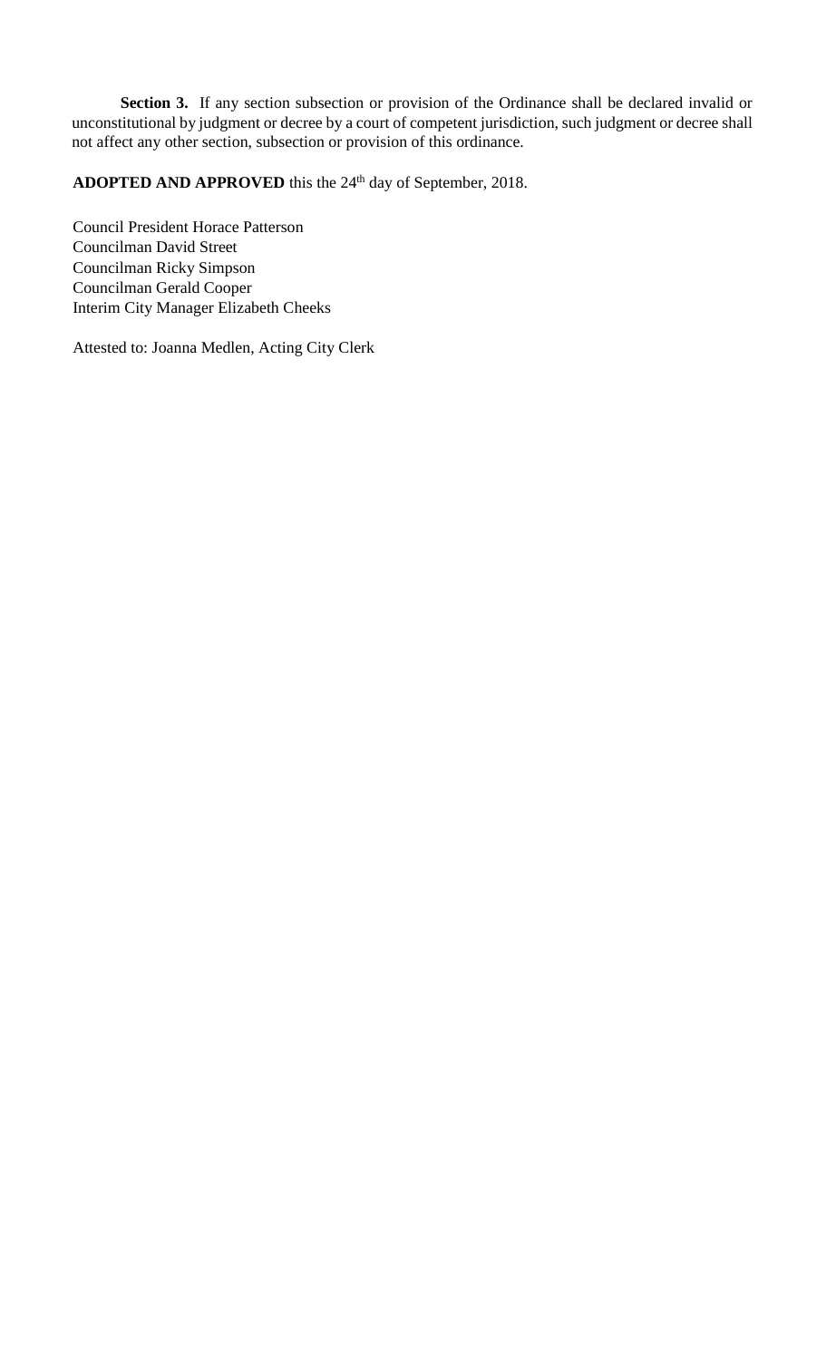**Section 3.** If any section subsection or provision of the Ordinance shall be declared invalid or unconstitutional by judgment or decree by a court of competent jurisdiction, such judgment or decree shall not affect any other section, subsection or provision of this ordinance.

**ADOPTED AND APPROVED** this the 24th day of September, 2018.

Council President Horace Patterson
Councilman David Street
Councilman Ricky Simpson
Councilman Gerald Cooper
Interim City Manager Elizabeth Cheeks

Attested to: Joanna Medlen, Acting City Clerk